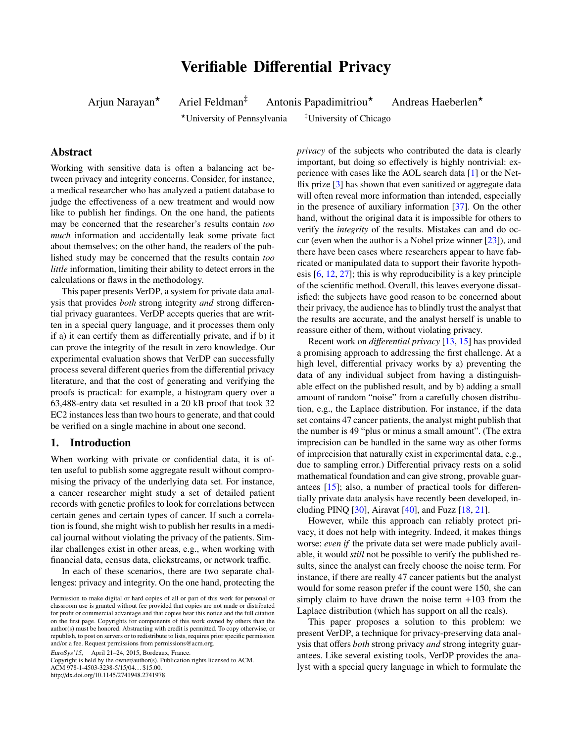# Verifiable Differential Privacy

Arjun Narayan[⋆] Ariel Feldman[‡] Antonis Papadimitriou[⋆] Andreas Haeberlen[⋆]

[⋆]University of Pennsylvania [‡]University of Chicago

## Abstract

Working with sensitive data is often a balancing act between privacy and integrity concerns. Consider, for instance, a medical researcher who has analyzed a patient database to judge the effectiveness of a new treatment and would now like to publish her findings. On the one hand, the patients may be concerned that the researcher's results contain *too much* information and accidentally leak some private fact about themselves; on the other hand, the readers of the published study may be concerned that the results contain *too little* information, limiting their ability to detect errors in the calculations or flaws in the methodology.

This paper presents VerDP, a system for private data analysis that provides *both* strong integrity *and* strong differential privacy guarantees. VerDP accepts queries that are written in a special query language, and it processes them only if a) it can certify them as differentially private, and if b) it can prove the integrity of the result in zero knowledge. Our experimental evaluation shows that VerDP can successfully process several different queries from the differential privacy literature, and that the cost of generating and verifying the proofs is practical: for example, a histogram query over a 63,488-entry data set resulted in a 20 kB proof that took 32 EC2 instances less than two hours to generate, and that could be verified on a single machine in about one second.

## 1. Introduction

When working with private or confidential data, it is often useful to publish some aggregate result without compromising the privacy of the underlying data set. For instance, a cancer researcher might study a set of detailed patient records with genetic profiles to look for correlations between certain genes and certain types of cancer. If such a correlation is found, she might wish to publish her results in a medical journal without violating the privacy of the patients. Similar challenges exist in other areas, e.g., when working with financial data, census data, clickstreams, or network traffic.

In each of these scenarios, there are two separate challenges: privacy and integrity. On the one hand, protecting the *privacy* of the subjects who contributed the data is clearly important, but doing so effectively is highly nontrivial: experience with cases like the AOL search data [1] or the Netflix prize [3] has shown that even sanitized or aggregate data will often reveal more information than intended, especially in the presence of auxiliary information [37]. On the other hand, without the original data it is impossible for others to verify the *integrity* of the results. Mistakes can and do occur (even when the author is a Nobel prize winner [23]), and there have been cases where researchers appear to have fabricated or manipulated data to support their favorite hypothesis [6, 12, 27]; this is why reproducibility is a key principle of the scientific method. Overall, this leaves everyone dissatisfied: the subjects have good reason to be concerned about their privacy, the audience has to blindly trust the analyst that the results are accurate, and the analyst herself is unable to reassure either of them, without violating privacy.

Recent work on *differential privacy* [13, 15] has provided a promising approach to addressing the first challenge. At a high level, differential privacy works by a) preventing the data of any individual subject from having a distinguishable effect on the published result, and by b) adding a small amount of random "noise" from a carefully chosen distribution, e.g., the Laplace distribution. For instance, if the data set contains 47 cancer patients, the analyst might publish that the number is 49 "plus or minus a small amount". (The extra imprecision can be handled in the same way as other forms of imprecision that naturally exist in experimental data, e.g., due to sampling error.) Differential privacy rests on a solid mathematical foundation and can give strong, provable guarantees [15]; also, a number of practical tools for differentially private data analysis have recently been developed, including PINQ [30], Airavat [40], and Fuzz [18, 21].

However, while this approach can reliably protect privacy, it does not help with integrity. Indeed, it makes things worse: *even if* the private data set were made publicly available, it would *still* not be possible to verify the published results, since the analyst can freely choose the noise term. For instance, if there are really 47 cancer patients but the analyst would for some reason prefer if the count were 150, she can simply claim to have drawn the noise term +103 from the Laplace distribution (which has support on all the reals).

This paper proposes a solution to this problem: we present VerDP, a technique for privacy-preserving data analysis that offers *both* strong privacy *and* strong integrity guarantees. Like several existing tools, VerDP provides the analyst with a special query language in which to formulate the

Permission to make digital or hard copies of all or part of this work for personal or classroom use is granted without fee provided that copies are not made or distributed for profit or commercial advantage and that copies bear this notice and the full citation on the first page. Copyrights for components of this work owned by others than the author(s) must be honored. Abstracting with credit is permitted. To copy otherwise, or republish, to post on servers or to redistribute to lists, requires prior specific permission and/or a fee. Request permissions from permissions@acm.org.

*EuroSys'15*, April 21–24, 2015, Bordeaux, France.
Copyright is held by the owner/author(s). Publication rights licensed to ACM.
ACM 978-1-4503-3238-5/15/04…$15.00.
http://dx.doi.org/10.1145/2741948.2741978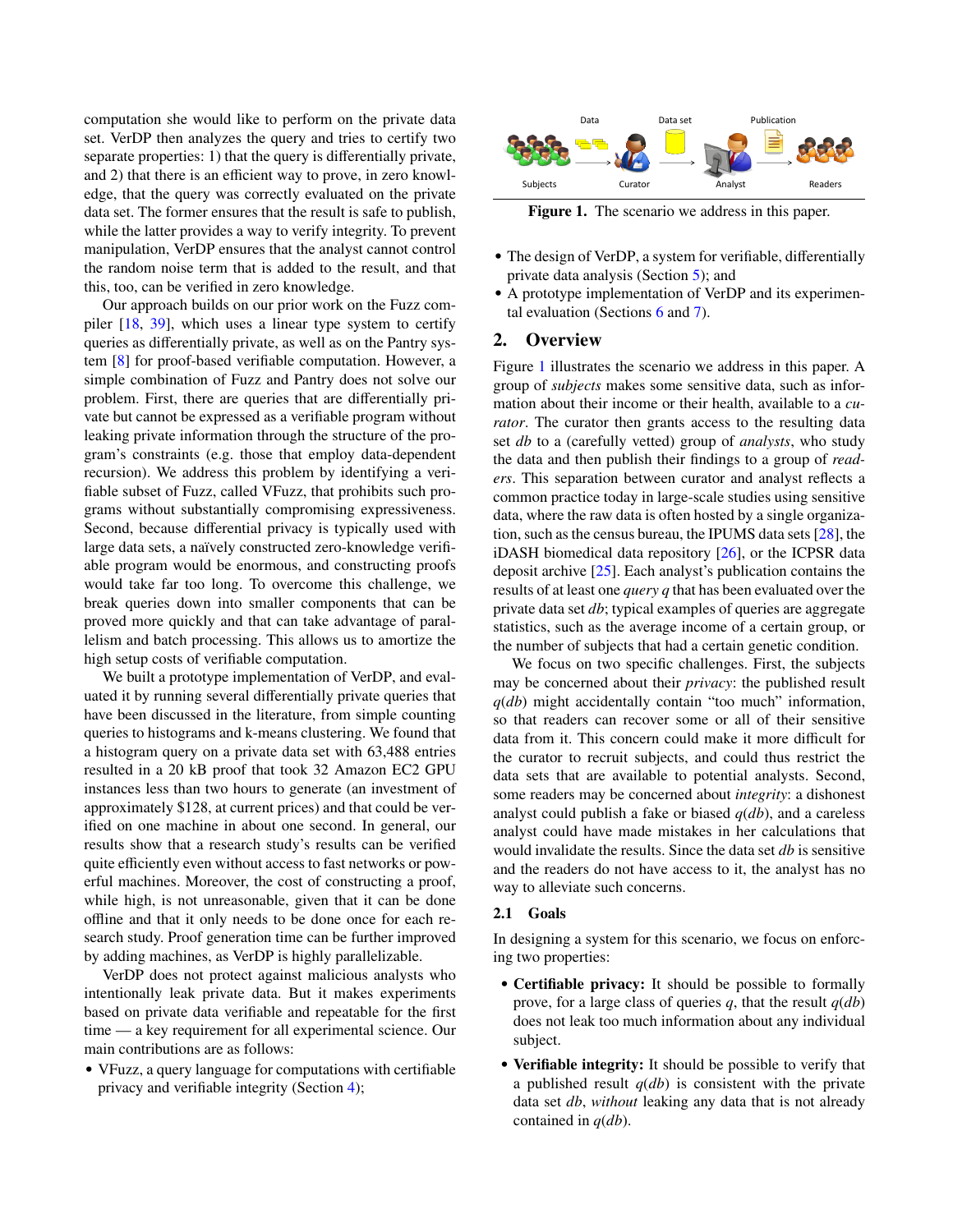computation she would like to perform on the private data set. VerDP then analyzes the query and tries to certify two separate properties: 1) that the query is differentially private, and 2) that there is an efficient way to prove, in zero knowledge, that the query was correctly evaluated on the private data set. The former ensures that the result is safe to publish, while the latter provides a way to verify integrity. To prevent manipulation, VerDP ensures that the analyst cannot control the random noise term that is added to the result, and that this, too, can be verified in zero knowledge.

Our approach builds on our prior work on the Fuzz compiler [18, 39], which uses a linear type system to certify queries as differentially private, as well as on the Pantry system [8] for proof-based verifiable computation. However, a simple combination of Fuzz and Pantry does not solve our problem. First, there are queries that are differentially private but cannot be expressed as a verifiable program without leaking private information through the structure of the program's constraints (e.g. those that employ data-dependent recursion). We address this problem by identifying a verifiable subset of Fuzz, called VFuzz, that prohibits such programs without substantially compromising expressiveness. Second, because differential privacy is typically used with large data sets, a naïvely constructed zero-knowledge verifiable program would be enormous, and constructing proofs would take far too long. To overcome this challenge, we break queries down into smaller components that can be proved more quickly and that can take advantage of parallelism and batch processing. This allows us to amortize the high setup costs of verifiable computation.

We built a prototype implementation of VerDP, and evaluated it by running several differentially private queries that have been discussed in the literature, from simple counting queries to histograms and k-means clustering. We found that a histogram query on a private data set with 63,488 entries resulted in a 20 kB proof that took 32 Amazon EC2 GPU instances less than two hours to generate (an investment of approximately $128, at current prices) and that could be verified on one machine in about one second. In general, our results show that a research study's results can be verified quite efficiently even without access to fast networks or powerful machines. Moreover, the cost of constructing a proof, while high, is not unreasonable, given that it can be done offline and that it only needs to be done once for each research study. Proof generation time can be further improved by adding machines, as VerDP is highly parallelizable.

VerDP does not protect against malicious analysts who intentionally leak private data. But it makes experiments based on private data verifiable and repeatable for the first time — a key requirement for all experimental science. Our main contributions are as follows:

- VFuzz, a query language for computations with certifiable privacy and verifiable integrity (Section 4);
- The design of VerDP, a system for verifiable, differentially private data analysis (Section 5); and
- A prototype implementation of VerDP and its experimental evaluation (Sections 6 and 7).

**Figure 1.** The scenario we address in this paper.

## 2. Overview

Figure 1 illustrates the scenario we address in this paper. A group of *subjects* makes some sensitive data, such as information about their income or their health, available to a *curator*. The curator then grants access to the resulting data set *db* to a (carefully vetted) group of *analysts*, who study the data and then publish their findings to a group of *readers*. This separation between curator and analyst reflects a common practice today in large-scale studies using sensitive data, where the raw data is often hosted by a single organization, such as the census bureau, the IPUMS data sets [28], the iDASH biomedical data repository [26], or the ICPSR data deposit archive [25]. Each analyst's publication contains the results of at least one *query q* that has been evaluated over the private data set *db*; typical examples of queries are aggregate statistics, such as the average income of a certain group, or the number of subjects that had a certain genetic condition.

We focus on two specific challenges. First, the subjects may be concerned about their *privacy*: the published result *q*(*db*) might accidentally contain "too much" information, so that readers can recover some or all of their sensitive data from it. This concern could make it more difficult for the curator to recruit subjects, and could thus restrict the data sets that are available to potential analysts. Second, some readers may be concerned about *integrity*: a dishonest analyst could publish a fake or biased *q*(*db*), and a careless analyst could have made mistakes in her calculations that would invalidate the results. Since the data set *db* is sensitive and the readers do not have access to it, the analyst has no way to alleviate such concerns.

### 2.1 Goals

In designing a system for this scenario, we focus on enforcing two properties:

- **Certifiable privacy:** It should be possible to formally prove, for a large class of queries *q*, that the result *q*(*db*) does not leak too much information about any individual subject.
- **Verifiable integrity:** It should be possible to verify that a published result *q*(*db*) is consistent with the private data set *db*, *without* leaking any data that is not already contained in *q*(*db*).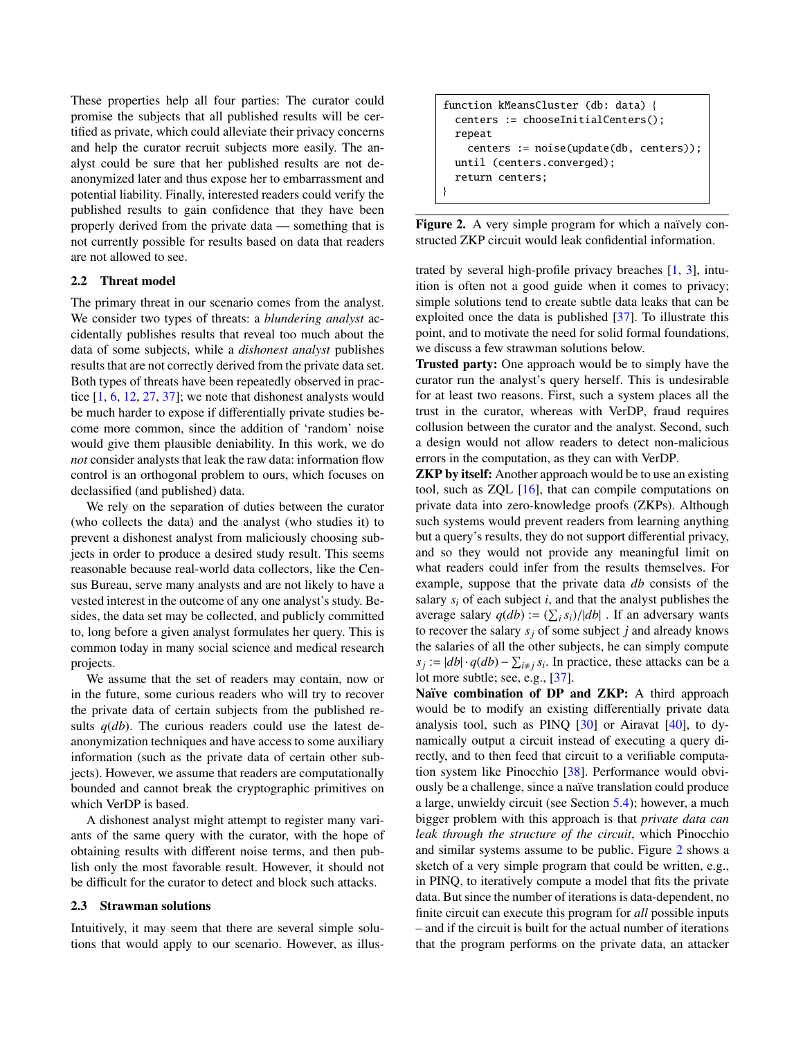These properties help all four parties: The curator could promise the subjects that all published results will be certified as private, which could alleviate their privacy concerns and help the curator recruit subjects more easily. The analyst could be sure that her published results are not deanonymized later and thus expose her to embarrassment and potential liability. Finally, interested readers could verify the published results to gain confidence that they have been properly derived from the private data — something that is not currently possible for results based on data that readers are not allowed to see.

### 2.2 Threat model

The primary threat in our scenario comes from the analyst. We consider two types of threats: a *blundering analyst* accidentally publishes results that reveal too much about the data of some subjects, while a *dishonest analyst* publishes results that are not correctly derived from the private data set. Both types of threats have been repeatedly observed in practice [1, 6, 12, 27, 37]; we note that dishonest analysts would be much harder to expose if differentially private studies become more common, since the addition of 'random' noise would give them plausible deniability. In this work, we do *not* consider analysts that leak the raw data: information flow control is an orthogonal problem to ours, which focuses on declassified (and published) data.

We rely on the separation of duties between the curator (who collects the data) and the analyst (who studies it) to prevent a dishonest analyst from maliciously choosing subjects in order to produce a desired study result. This seems reasonable because real-world data collectors, like the Census Bureau, serve many analysts and are not likely to have a vested interest in the outcome of any one analyst's study. Besides, the data set may be collected, and publicly committed to, long before a given analyst formulates her query. This is common today in many social science and medical research projects.

We assume that the set of readers may contain, now or in the future, some curious readers who will try to recover the private data of certain subjects from the published results $q(db)$. The curious readers could use the latest deanonymization techniques and have access to some auxiliary information (such as the private data of certain other subjects). However, we assume that readers are computationally bounded and cannot break the cryptographic primitives on which VerDP is based.

A dishonest analyst might attempt to register many variants of the same query with the curator, with the hope of obtaining results with different noise terms, and then publish only the most favorable result. However, it should not be difficult for the curator to detect and block such attacks.

### 2.3 Strawman solutions

Intuitively, it may seem that there are several simple solutions that would apply to our scenario. However, as illustrated by several high-profile privacy breaches [1, 3], intuition is often not a good guide when it comes to privacy; simple solutions tend to create subtle data leaks that can be exploited once the data is published [37]. To illustrate this point, and to motivate the need for solid formal foundations, we discuss a few strawman solutions below.

**Trusted party:** One approach would be to simply have the curator run the analyst's query herself. This is undesirable for at least two reasons. First, such a system places all the trust in the curator, whereas with VerDP, fraud requires collusion between the curator and the analyst. Second, such a design would not allow readers to detect non-malicious errors in the computation, as they can with VerDP.

**ZKP by itself:** Another approach would be to use an existing tool, such as ZQL [16], that can compile computations on private data into zero-knowledge proofs (ZKPs). Although such systems would prevent readers from learning anything but a query's results, they do not support differential privacy, and so they would not provide any meaningful limit on what readers could infer from the results themselves. For example, suppose that the private data $db$ consists of the salary $s_i$ of each subject $i$, and that the analyst publishes the average salary $q(db) := (\sum_i s_i)/|db|$ . If an adversary wants to recover the salary $s_j$ of some subject $j$ and already knows the salaries of all the other subjects, he can simply compute $s_j := |db| \cdot q(db) - \sum_{i \neq j} s_i$. In practice, these attacks can be a lot more subtle; see, e.g., [37].

**Naïve combination of DP and ZKP:** A third approach would be to modify an existing differentially private data analysis tool, such as PINQ [30] or Airavat [40], to dynamically output a circuit instead of executing a query directly, and to then feed that circuit to a verifiable computation system like Pinocchio [38]. Performance would obviously be a challenge, since a naïve translation could produce a large, unwieldy circuit (see Section 5.4); however, a much bigger problem with this approach is that *private data can leak through the structure of the circuit*, which Pinocchio and similar systems assume to be public. Figure 2 shows a sketch of a very simple program that could be written, e.g., in PINQ, to iteratively compute a model that fits the private data. But since the number of iterations is data-dependent, no finite circuit can execute this program for *all* possible inputs – and if the circuit is built for the actual number of iterations that the program performs on the private data, an attacker

```
function kMeansCluster (db: data) {
  centers := chooseInitialCenters();
  repeat
    centers := noise(update(db, centers));
  until (centers.converged);
  return centers;
}
```

**Figure 2.** A very simple program for which a naïvely constructed ZKP circuit would leak confidential information.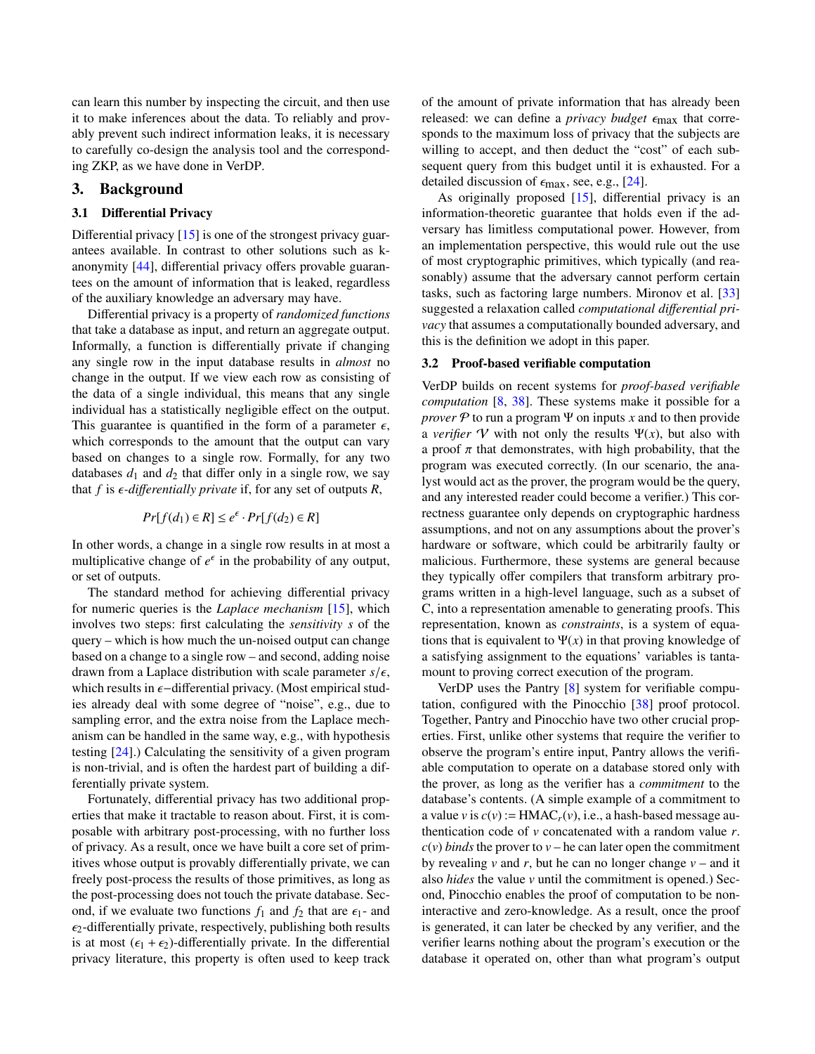can learn this number by inspecting the circuit, and then use it to make inferences about the data. To reliably and provably prevent such indirect information leaks, it is necessary to carefully co-design the analysis tool and the corresponding ZKP, as we have done in VerDP.

## 3. Background

### 3.1 Differential Privacy

Differential privacy [15] is one of the strongest privacy guarantees available. In contrast to other solutions such as k-anonymity [44], differential privacy offers provable guarantees on the amount of information that is leaked, regardless of the auxiliary knowledge an adversary may have.

Differential privacy is a property of *randomized functions* that take a database as input, and return an aggregate output. Informally, a function is differentially private if changing any single row in the input database results in *almost* no change in the output. If we view each row as consisting of the data of a single individual, this means that any single individual has a statistically negligible effect on the output. This guarantee is quantified in the form of a parameter $\epsilon$, which corresponds to the amount that the output can vary based on changes to a single row. Formally, for any two databases $d_1$ and $d_2$ that differ only in a single row, we say that $f$ is $\epsilon$*-differentially private* if, for any set of outputs $R$,

$$Pr[f(d_1) \in R] \leq e^{\epsilon} \cdot Pr[f(d_2) \in R]$$

In other words, a change in a single row results in at most a multiplicative change of $e^{\epsilon}$ in the probability of any output, or set of outputs.

The standard method for achieving differential privacy for numeric queries is the *Laplace mechanism* [15], which involves two steps: first calculating the *sensitivity* $s$ of the query – which is how much the un-noised output can change based on a change to a single row – and second, adding noise drawn from a Laplace distribution with scale parameter $s/\epsilon$, which results in $\epsilon$−differential privacy. (Most empirical studies already deal with some degree of "noise", e.g., due to sampling error, and the extra noise from the Laplace mechanism can be handled in the same way, e.g., with hypothesis testing [24].) Calculating the sensitivity of a given program is non-trivial, and is often the hardest part of building a differentially private system.

Fortunately, differential privacy has two additional properties that make it tractable to reason about. First, it is composable with arbitrary post-processing, with no further loss of privacy. As a result, once we have built a core set of primitives whose output is provably differentially private, we can freely post-process the results of those primitives, as long as the post-processing does not touch the private database. Second, if we evaluate two functions $f_1$ and $f_2$ that are $\epsilon_1$- and $\epsilon_2$-differentially private, respectively, publishing both results is at most $(\epsilon_1 + \epsilon_2)$-differentially private. In the differential privacy literature, this property is often used to keep track of the amount of private information that has already been released: we can define a *privacy budget* $\epsilon_{\max}$ that corresponds to the maximum loss of privacy that the subjects are willing to accept, and then deduct the "cost" of each subsequent query from this budget until it is exhausted. For a detailed discussion of $\epsilon_{\max}$, see, e.g., [24].

As originally proposed [15], differential privacy is an information-theoretic guarantee that holds even if the adversary has limitless computational power. However, from an implementation perspective, this would rule out the use of most cryptographic primitives, which typically (and reasonably) assume that the adversary cannot perform certain tasks, such as factoring large numbers. Mironov et al. [33] suggested a relaxation called *computational differential privacy* that assumes a computationally bounded adversary, and this is the definition we adopt in this paper.

### 3.2 Proof-based verifiable computation

VerDP builds on recent systems for *proof-based verifiable computation* [8, 38]. These systems make it possible for a *prover* $\mathcal{P}$ to run a program $\Psi$ on inputs $x$ and to then provide a *verifier* $\mathcal{V}$ with not only the results $\Psi(x)$, but also with a proof $\pi$ that demonstrates, with high probability, that the program was executed correctly. (In our scenario, the analyst would act as the prover, the program would be the query, and any interested reader could become a verifier.) This correctness guarantee only depends on cryptographic hardness assumptions, and not on any assumptions about the prover's hardware or software, which could be arbitrarily faulty or malicious. Furthermore, these systems are general because they typically offer compilers that transform arbitrary programs written in a high-level language, such as a subset of C, into a representation amenable to generating proofs. This representation, known as *constraints*, is a system of equations that is equivalent to $\Psi(x)$ in that proving knowledge of a satisfying assignment to the equations' variables is tantamount to proving correct execution of the program.

VerDP uses the Pantry [8] system for verifiable computation, configured with the Pinocchio [38] proof protocol. Together, Pantry and Pinocchio have two other crucial properties. First, unlike other systems that require the verifier to observe the program's entire input, Pantry allows the verifiable computation to operate on a database stored only with the prover, as long as the verifier has a *commitment* to the database's contents. (A simple example of a commitment to a value $v$ is $c(v) := \text{HMAC}_r(v)$, i.e., a hash-based message authentication code of $v$ concatenated with a random value $r$. $c(v)$ *binds* the prover to $v$ – he can later open the commitment by revealing $v$ and $r$, but he can no longer change $v$ – and it also *hides* the value $v$ until the commitment is opened.) Second, Pinocchio enables the proof of computation to be non-interactive and zero-knowledge. As a result, once the proof is generated, it can later be checked by any verifier, and the verifier learns nothing about the program's execution or the database it operated on, other than what program's output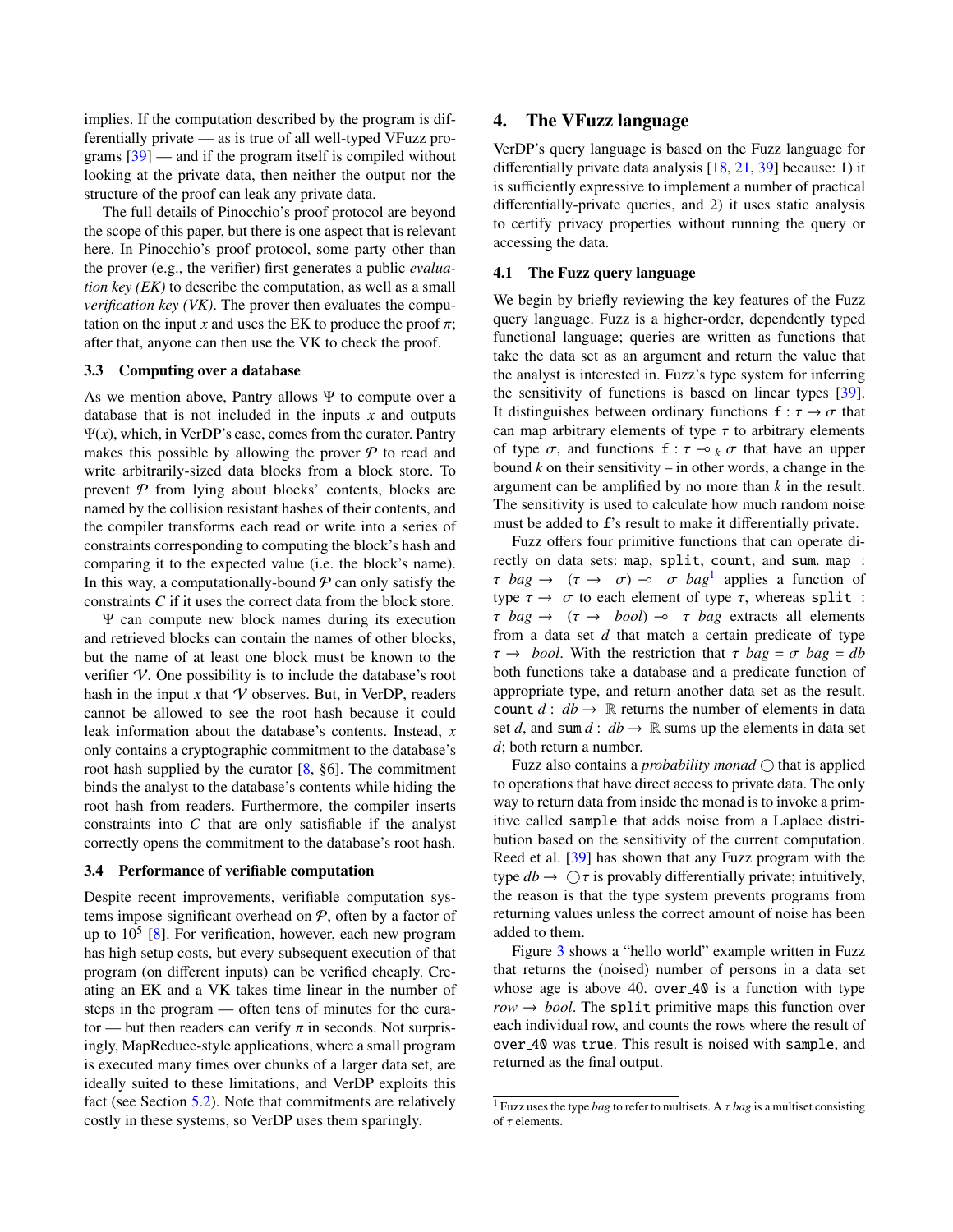implies. If the computation described by the program is differentially private — as is true of all well-typed VFuzz programs [39] — and if the program itself is compiled without looking at the private data, then neither the output nor the structure of the proof can leak any private data.

The full details of Pinocchio's proof protocol are beyond the scope of this paper, but there is one aspect that is relevant here. In Pinocchio's proof protocol, some party other than the prover (e.g., the verifier) first generates a public *evaluation key (EK)* to describe the computation, as well as a small *verification key (VK)*. The prover then evaluates the computation on the input $x$ and uses the EK to produce the proof $\pi$; after that, anyone can then use the VK to check the proof.

### 3.3 Computing over a database

As we mention above, Pantry allows $\Psi$ to compute over a database that is not included in the inputs $x$ and outputs $\Psi(x)$, which, in VerDP's case, comes from the curator. Pantry makes this possible by allowing the prover $\mathcal{P}$ to read and write arbitrarily-sized data blocks from a block store. To prevent $\mathcal{P}$ from lying about blocks' contents, blocks are named by the collision resistant hashes of their contents, and the compiler transforms each read or write into a series of constraints corresponding to computing the block's hash and comparing it to the expected value (i.e. the block's name). In this way, a computationally-bound $\mathcal{P}$ can only satisfy the constraints $C$ if it uses the correct data from the block store.

$\Psi$ can compute new block names during its execution and retrieved blocks can contain the names of other blocks, but the name of at least one block must be known to the verifier $\mathcal{V}$. One possibility is to include the database's root hash in the input $x$ that $\mathcal{V}$ observes. But, in VerDP, readers cannot be allowed to see the root hash because it could leak information about the database's contents. Instead, $x$ only contains a cryptographic commitment to the database's root hash supplied by the curator [8, §6]. The commitment binds the analyst to the database's contents while hiding the root hash from readers. Furthermore, the compiler inserts constraints into $C$ that are only satisfiable if the analyst correctly opens the commitment to the database's root hash.

### 3.4 Performance of verifiable computation

Despite recent improvements, verifiable computation systems impose significant overhead on $\mathcal{P}$, often by a factor of up to $10^5$ [8]. For verification, however, each new program has high setup costs, but every subsequent execution of that program (on different inputs) can be verified cheaply. Creating an EK and a VK takes time linear in the number of steps in the program — often tens of minutes for the curator — but then readers can verify $\pi$ in seconds. Not surprisingly, MapReduce-style applications, where a small program is executed many times over chunks of a larger data set, are ideally suited to these limitations, and VerDP exploits this fact (see Section 5.2). Note that commitments are relatively costly in these systems, so VerDP uses them sparingly.

## 4. The VFuzz language

VerDP's query language is based on the Fuzz language for differentially private data analysis [18, 21, 39] because: 1) it is sufficiently expressive to implement a number of practical differentially-private queries, and 2) it uses static analysis to certify privacy properties without running the query or accessing the data.

### 4.1 The Fuzz query language

We begin by briefly reviewing the key features of the Fuzz query language. Fuzz is a higher-order, dependently typed functional language; queries are written as functions that take the data set as an argument and return the value that the analyst is interested in. Fuzz's type system for inferring the sensitivity of functions is based on linear types [39]. It distinguishes between ordinary functions `f` : $\tau \rightarrow \sigma$ that can map arbitrary elements of type $\tau$ to arbitrary elements of type $\sigma$, and functions `f` : $\tau \multimap_k \sigma$ that have an upper bound $k$ on their sensitivity – in other words, a change in the argument can be amplified by no more than $k$ in the result. The sensitivity is used to calculate how much random noise must be added to `f`'s result to make it differentially private.

Fuzz offers four primitive functions that can operate directly on data sets: `map`, `split`, `count`, and `sum`. `map` : $\tau\ bag \rightarrow (\tau \rightarrow \sigma) \multimap \sigma\ bag$[1] applies a function of type $\tau \rightarrow \sigma$ to each element of type $\tau$, whereas `split` : $\tau\ bag \rightarrow (\tau \rightarrow bool) \multimap \tau\ bag$ extracts all elements from a data set $d$ that match a certain predicate of type $\tau \rightarrow bool$. With the restriction that $\tau\ bag = \sigma\ bag = db$ both functions take a database and a predicate function of appropriate type, and return another data set as the result. `count` $d$ : $db \rightarrow \mathbb{R}$ returns the number of elements in data set $d$, and `sum` $d$ : $db \rightarrow \mathbb{R}$ sums up the elements in data set $d$; both return a number.

Fuzz also contains a *probability monad* $\bigcirc$ that is applied to operations that have direct access to private data. The only way to return data from inside the monad is to invoke a primitive called `sample` that adds noise from a Laplace distribution based on the sensitivity of the current computation. Reed et al. [39] has shown that any Fuzz program with the type $db \rightarrow \bigcirc\tau$ is provably differentially private; intuitively, the reason is that the type system prevents programs from returning values unless the correct amount of noise has been added to them.

Figure 3 shows a "hello world" example written in Fuzz that returns the (noised) number of persons in a data set whose age is above 40. `over_40` is a function with type $row \rightarrow bool$. The `split` primitive maps this function over each individual row, and counts the rows where the result of `over_40` was `true`. This result is noised with `sample`, and returned as the final output.

[1] Fuzz uses the type *bag* to refer to multisets. A $\tau$ *bag* is a multiset consisting of $\tau$ elements.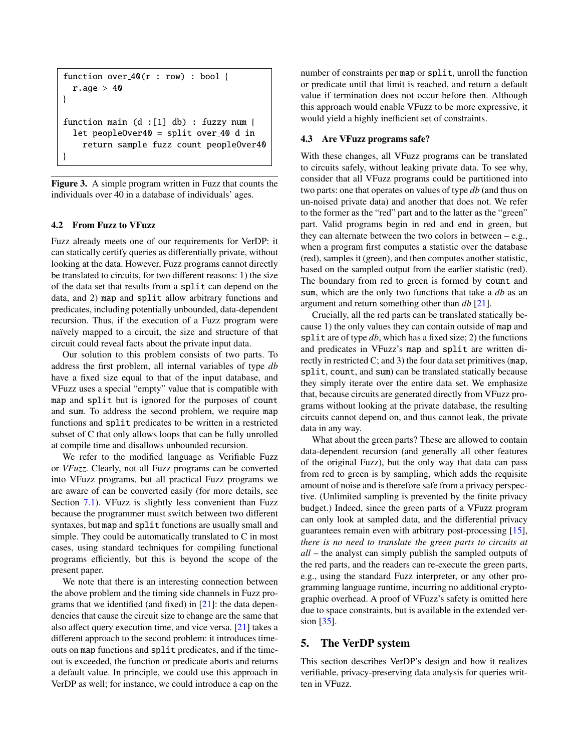```
function over_40(r : row) : bool {
  r.age > 40
}

function main (d :[1] db) : fuzzy num {
  let peopleOver40 = split over_40 d in
    return sample fuzz count peopleOver40
}
```

**Figure 3.** A simple program written in Fuzz that counts the individuals over 40 in a database of individuals' ages.

### 4.2 From Fuzz to VFuzz

Fuzz already meets one of our requirements for VerDP: it can statically certify queries as differentially private, without looking at the data. However, Fuzz programs cannot directly be translated to circuits, for two different reasons: 1) the size of the data set that results from a `split` can depend on the data, and 2) `map` and `split` allow arbitrary functions and predicates, including potentially unbounded, data-dependent recursion. Thus, if the execution of a Fuzz program were naïvely mapped to a circuit, the size and structure of that circuit could reveal facts about the private input data.

Our solution to this problem consists of two parts. To address the first problem, all internal variables of type *db* have a fixed size equal to that of the input database, and VFuzz uses a special "empty" value that is compatible with `map` and `split` but is ignored for the purposes of `count` and `sum`. To address the second problem, we require `map` functions and `split` predicates to be written in a restricted subset of C that only allows loops that can be fully unrolled at compile time and disallows unbounded recursion.

We refer to the modified language as Verifiable Fuzz or *VFuzz*. Clearly, not all Fuzz programs can be converted into VFuzz programs, but all practical Fuzz programs we are aware of can be converted easily (for more details, see Section 7.1). VFuzz is slightly less convenient than Fuzz because the programmer must switch between two different syntaxes, but `map` and `split` functions are usually small and simple. They could be automatically translated to C in most cases, using standard techniques for compiling functional programs efficiently, but this is beyond the scope of the present paper.

We note that there is an interesting connection between the above problem and the timing side channels in Fuzz programs that we identified (and fixed) in [21]: the data dependencies that cause the circuit size to change are the same that also affect query execution time, and vice versa. [21] takes a different approach to the second problem: it introduces timeouts on `map` functions and `split` predicates, and if the timeout is exceeded, the function or predicate aborts and returns a default value. In principle, we could use this approach in VerDP as well; for instance, we could introduce a cap on the number of constraints per `map` or `split`, unroll the function or predicate until that limit is reached, and return a default value if termination does not occur before then. Although this approach would enable VFuzz to be more expressive, it would yield a highly inefficient set of constraints.

### 4.3 Are VFuzz programs safe?

With these changes, all VFuzz programs can be translated to circuits safely, without leaking private data. To see why, consider that all VFuzz programs could be partitioned into two parts: one that operates on values of type *db* (and thus on un-noised private data) and another that does not. We refer to the former as the "red" part and to the latter as the "green" part. Valid programs begin in red and end in green, but they can alternate between the two colors in between – e.g., when a program first computes a statistic over the database (red), samples it (green), and then computes another statistic, based on the sampled output from the earlier statistic (red). The boundary from red to green is formed by `count` and `sum`, which are the only two functions that take a *db* as an argument and return something other than *db* [21].

Crucially, all the red parts can be translated statically because 1) the only values they can contain outside of `map` and `split` are of type *db*, which has a fixed size; 2) the functions and predicates in VFuzz's `map` and `split` are written directly in restricted C; and 3) the four data set primitives (`map`, `split`, `count`, and `sum`) can be translated statically because they simply iterate over the entire data set. We emphasize that, because circuits are generated directly from VFuzz programs without looking at the private database, the resulting circuits cannot depend on, and thus cannot leak, the private data in any way.

What about the green parts? These are allowed to contain data-dependent recursion (and generally all other features of the original Fuzz), but the only way that data can pass from red to green is by sampling, which adds the requisite amount of noise and is therefore safe from a privacy perspective. (Unlimited sampling is prevented by the finite privacy budget.) Indeed, since the green parts of a VFuzz program can only look at sampled data, and the differential privacy guarantees remain even with arbitrary post-processing [15], *there is no need to translate the green parts to circuits at all* – the analyst can simply publish the sampled outputs of the red parts, and the readers can re-execute the green parts, e.g., using the standard Fuzz interpreter, or any other programming language runtime, incurring no additional cryptographic overhead. A proof of VFuzz's safety is omitted here due to space constraints, but is available in the extended version [35].

## 5. The VerDP system

This section describes VerDP's design and how it realizes verifiable, privacy-preserving data analysis for queries written in VFuzz.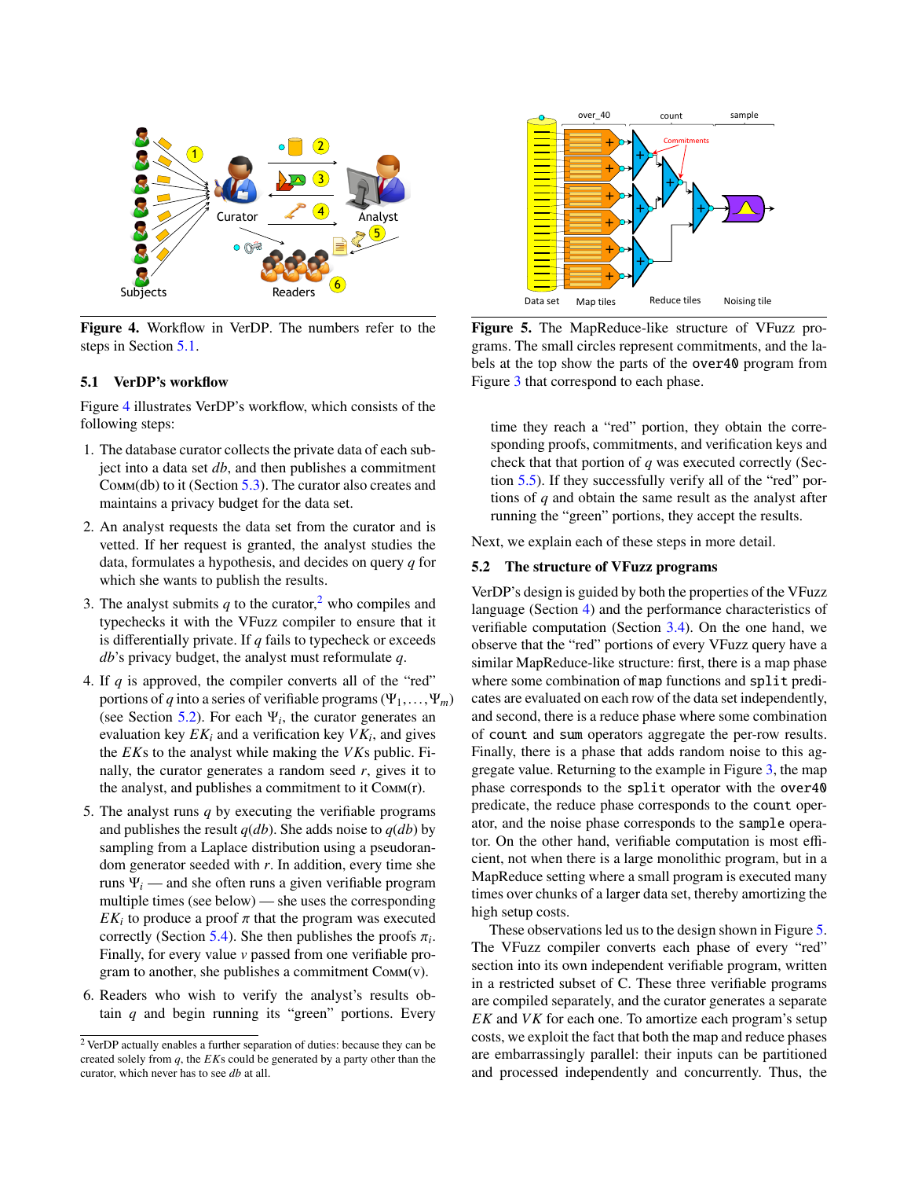**Figure 4.** Workflow in VerDP. The numbers refer to the steps in Section 5.1.

### 5.1 VerDP's workflow

Figure 4 illustrates VerDP's workflow, which consists of the following steps:

1. The database curator collects the private data of each subject into a data set *db*, and then publishes a commitment Comm(db) to it (Section 5.3). The curator also creates and maintains a privacy budget for the data set.
2. An analyst requests the data set from the curator and is vetted. If her request is granted, the analyst studies the data, formulates a hypothesis, and decides on query *q* for which she wants to publish the results.
3. The analyst submits *q* to the curator,[2] who compiles and typechecks it with the VFuzz compiler to ensure that it is differentially private. If *q* fails to typecheck or exceeds *db*'s privacy budget, the analyst must reformulate *q*.
4. If *q* is approved, the compiler converts all of the "red" portions of *q* into a series of verifiable programs $(\Psi_1,\ldots,\Psi_m)$ (see Section 5.2). For each $\Psi_i$, the curator generates an evaluation key $EK_i$ and a verification key $VK_i$, and gives the *EK*s to the analyst while making the *VK*s public. Finally, the curator generates a random seed *r*, gives it to the analyst, and publishes a commitment to it Comm(r).
5. The analyst runs *q* by executing the verifiable programs and publishes the result $q(db)$. She adds noise to $q(db)$ by sampling from a Laplace distribution using a pseudorandom generator seeded with *r*. In addition, every time she runs $\Psi_i$ — and she often runs a given verifiable program multiple times (see below) — she uses the corresponding $EK_i$ to produce a proof $\pi$ that the program was executed correctly (Section 5.4). She then publishes the proofs $\pi_i$. Finally, for every value *v* passed from one verifiable program to another, she publishes a commitment Comm(v).
6. Readers who wish to verify the analyst's results obtain *q* and begin running its "green" portions. Every time they reach a "red" portion, they obtain the corresponding proofs, commitments, and verification keys and check that that portion of *q* was executed correctly (Section 5.5). If they successfully verify all of the "red" portions of *q* and obtain the same result as the analyst after running the "green" portions, they accept the results.

[2] VerDP actually enables a further separation of duties: because they can be created solely from *q*, the *EK*s could be generated by a party other than the curator, which never has to see *db* at all.

**Figure 5.** The MapReduce-like structure of VFuzz programs. The small circles represent commitments, and the labels at the top show the parts of the `over40` program from Figure 3 that correspond to each phase.

Next, we explain each of these steps in more detail.

### 5.2 The structure of VFuzz programs

VerDP's design is guided by both the properties of the VFuzz language (Section 4) and the performance characteristics of verifiable computation (Section 3.4). On the one hand, we observe that the "red" portions of every VFuzz query have a similar MapReduce-like structure: first, there is a map phase where some combination of `map` functions and `split` predicates are evaluated on each row of the data set independently, and second, there is a reduce phase where some combination of `count` and `sum` operators aggregate the per-row results. Finally, there is a phase that adds random noise to this aggregate value. Returning to the example in Figure 3, the map phase corresponds to the `split` operator with the `over40` predicate, the reduce phase corresponds to the `count` operator, and the noise phase corresponds to the `sample` operator. On the other hand, verifiable computation is most efficient, not when there is a large monolithic program, but in a MapReduce setting where a small program is executed many times over chunks of a larger data set, thereby amortizing the high setup costs.

These observations led us to the design shown in Figure 5. The VFuzz compiler converts each phase of every "red" section into its own independent verifiable program, written in a restricted subset of C. These three verifiable programs are compiled separately, and the curator generates a separate *EK* and *VK* for each one. To amortize each program's setup costs, we exploit the fact that both the map and reduce phases are embarrassingly parallel: their inputs can be partitioned and processed independently and concurrently. Thus, the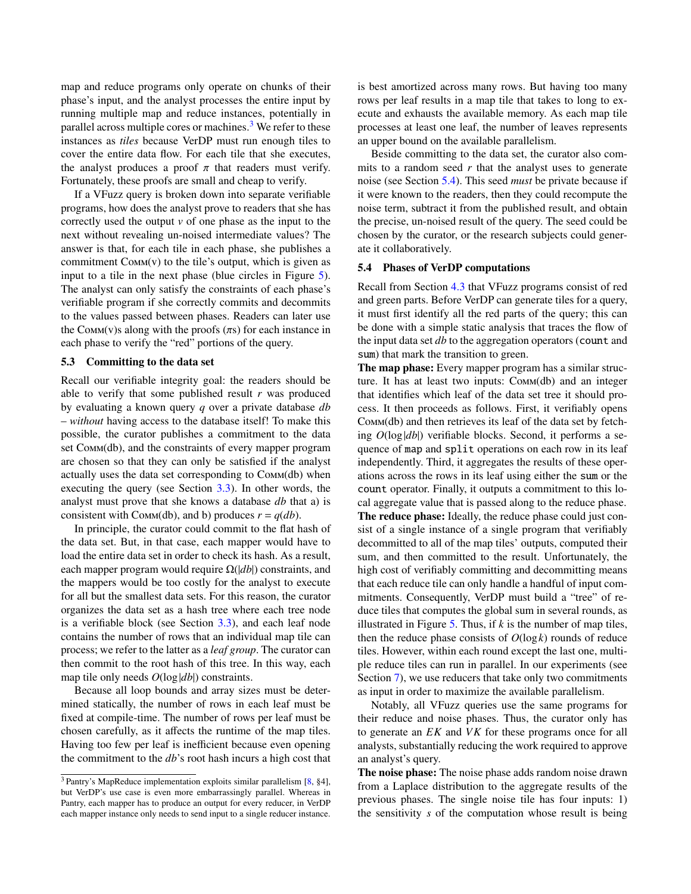map and reduce programs only operate on chunks of their phase's input, and the analyst processes the entire input by running multiple map and reduce instances, potentially in parallel across multiple cores or machines.[3] We refer to these instances as *tiles* because VerDP must run enough tiles to cover the entire data flow. For each tile that she executes, the analyst produces a proof $\pi$ that readers must verify. Fortunately, these proofs are small and cheap to verify.

If a VFuzz query is broken down into separate verifiable programs, how does the analyst prove to readers that she has correctly used the output $v$ of one phase as the input to the next without revealing un-noised intermediate values? The answer is that, for each tile in each phase, she publishes a commitment Comm(v) to the tile's output, which is given as input to a tile in the next phase (blue circles in Figure 5). The analyst can only satisfy the constraints of each phase's verifiable program if she correctly commits and decommits to the values passed between phases. Readers can later use the Comm(v)s along with the proofs ($\pi$s) for each instance in each phase to verify the "red" portions of the query.

### 5.3 Committing to the data set

Recall our verifiable integrity goal: the readers should be able to verify that some published result $r$ was produced by evaluating a known query $q$ over a private database $db$ – *without* having access to the database itself! To make this possible, the curator publishes a commitment to the data set Comm(db), and the constraints of every mapper program are chosen so that they can only be satisfied if the analyst actually uses the data set corresponding to Comm(db) when executing the query (see Section 3.3). In other words, the analyst must prove that she knows a database $db$ that a) is consistent with Comm(db), and b) produces $r = q(db)$.

In principle, the curator could commit to the flat hash of the data set. But, in that case, each mapper would have to load the entire data set in order to check its hash. As a result, each mapper program would require $\Omega(|db|)$ constraints, and the mappers would be too costly for the analyst to execute for all but the smallest data sets. For this reason, the curator organizes the data set as a hash tree where each tree node is a verifiable block (see Section 3.3), and each leaf node contains the number of rows that an individual map tile can process; we refer to the latter as a *leaf group*. The curator can then commit to the root hash of this tree. In this way, each map tile only needs $O(\log|db|)$ constraints.

Because all loop bounds and array sizes must be determined statically, the number of rows in each leaf must be fixed at compile-time. The number of rows per leaf must be chosen carefully, as it affects the runtime of the map tiles. Having too few per leaf is inefficient because even opening the commitment to the $db$'s root hash incurs a high cost that is best amortized across many rows. But having too many rows per leaf results in a map tile that takes to long to execute and exhausts the available memory. As each map tile processes at least one leaf, the number of leaves represents an upper bound on the available parallelism.

Beside committing to the data set, the curator also commits to a random seed $r$ that the analyst uses to generate noise (see Section 5.4). This seed *must* be private because if it were known to the readers, then they could recompute the noise term, subtract it from the published result, and obtain the precise, un-noised result of the query. The seed could be chosen by the curator, or the research subjects could generate it collaboratively.

### 5.4 Phases of VerDP computations

Recall from Section 4.3 that VFuzz programs consist of red and green parts. Before VerDP can generate tiles for a query, it must first identify all the red parts of the query; this can be done with a simple static analysis that traces the flow of the input data set $db$ to the aggregation operators (`count` and `sum`) that mark the transition to green.

**The map phase:** Every mapper program has a similar structure. It has at least two inputs: Comm(db) and an integer that identifies which leaf of the data set tree it should process. It then proceeds as follows. First, it verifiably opens Comm(db) and then retrieves its leaf of the data set by fetching $O(\log|db|)$ verifiable blocks. Second, it performs a sequence of `map` and `split` operations on each row in its leaf independently. Third, it aggregates the results of these operations across the rows in its leaf using either the `sum` or the `count` operator. Finally, it outputs a commitment to this local aggregate value that is passed along to the reduce phase.

**The reduce phase:** Ideally, the reduce phase could just consist of a single instance of a single program that verifiably decommitted to all of the map tiles' outputs, computed their sum, and then committed to the result. Unfortunately, the high cost of verifiably committing and decommitting means that each reduce tile can only handle a handful of input commitments. Consequently, VerDP must build a "tree" of reduce tiles that computes the global sum in several rounds, as illustrated in Figure 5. Thus, if $k$ is the number of map tiles, then the reduce phase consists of $O(\log k)$ rounds of reduce tiles. However, within each round except the last one, multiple reduce tiles can run in parallel. In our experiments (see Section 7), we use reducers that take only two commitments as input in order to maximize the available parallelism.

Notably, all VFuzz queries use the same programs for their reduce and noise phases. Thus, the curator only has to generate an $EK$ and $VK$ for these programs once for all analysts, substantially reducing the work required to approve an analyst's query.

**The noise phase:** The noise phase adds random noise drawn from a Laplace distribution to the aggregate results of the previous phases. The single noise tile has four inputs: 1) the sensitivity $s$ of the computation whose result is being

[3] Pantry's MapReduce implementation exploits similar parallelism [8, §4], but VerDP's use case is even more embarrassingly parallel. Whereas in Pantry, each mapper has to produce an output for every reducer, in VerDP each mapper instance only needs to send input to a single reducer instance.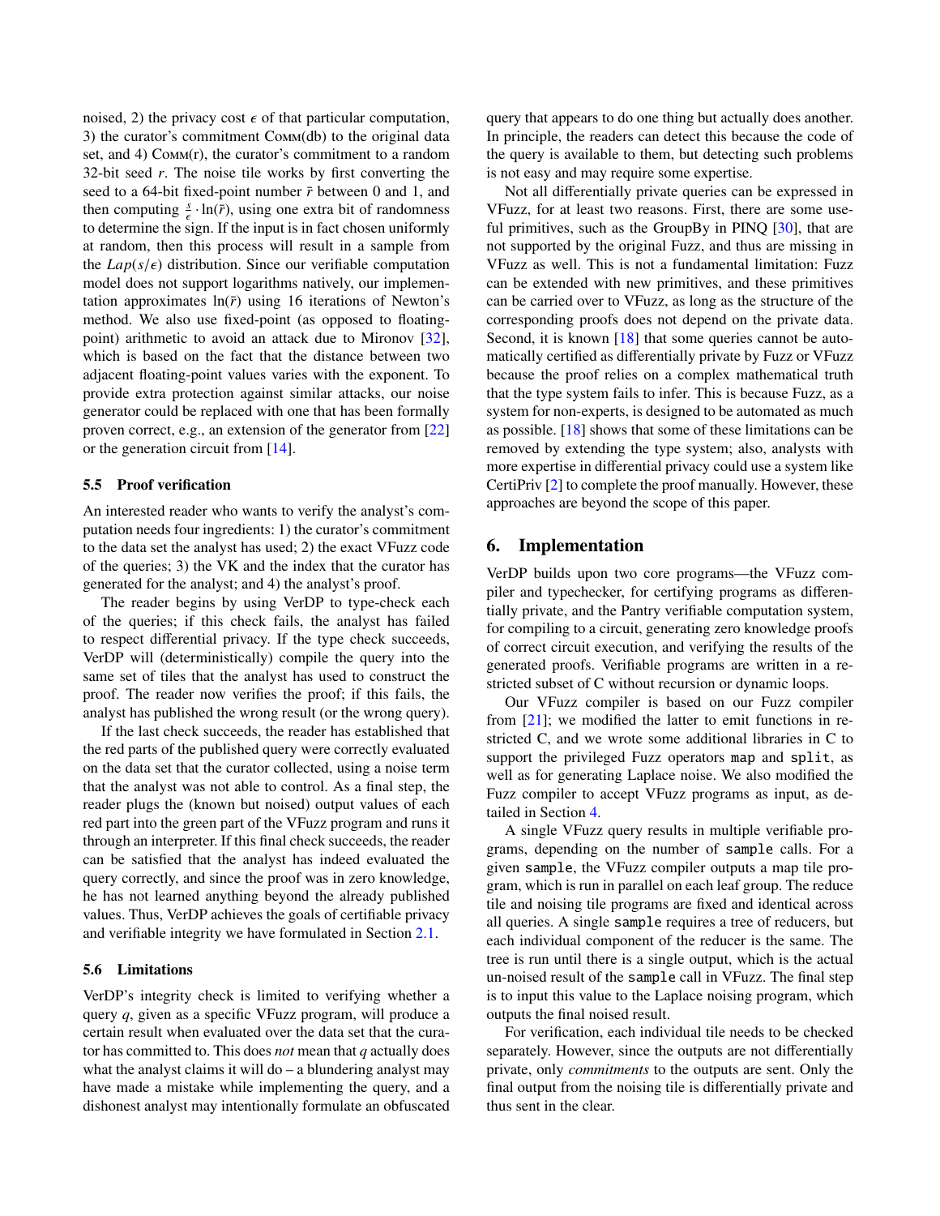noised, 2) the privacy cost $\epsilon$ of that particular computation, 3) the curator's commitment COMM(db) to the original data set, and 4) COMM(r), the curator's commitment to a random 32-bit seed $r$. The noise tile works by first converting the seed to a 64-bit fixed-point number $\bar{r}$ between 0 and 1, and then computing $\frac{s}{\epsilon} \cdot \ln(\bar{r})$, using one extra bit of randomness to determine the sign. If the input is in fact chosen uniformly at random, then this process will result in a sample from the $Lap(s/\epsilon)$ distribution. Since our verifiable computation model does not support logarithms natively, our implementation approximates $\ln(\bar{r})$ using 16 iterations of Newton's method. We also use fixed-point (as opposed to floating-point) arithmetic to avoid an attack due to Mironov [32], which is based on the fact that the distance between two adjacent floating-point values varies with the exponent. To provide extra protection against similar attacks, our noise generator could be replaced with one that has been formally proven correct, e.g., an extension of the generator from [22] or the generation circuit from [14].

### 5.5 Proof verification

An interested reader who wants to verify the analyst's computation needs four ingredients: 1) the curator's commitment to the data set the analyst has used; 2) the exact VFuzz code of the queries; 3) the VK and the index that the curator has generated for the analyst; and 4) the analyst's proof.

The reader begins by using VerDP to type-check each of the queries; if this check fails, the analyst has failed to respect differential privacy. If the type check succeeds, VerDP will (deterministically) compile the query into the same set of tiles that the analyst has used to construct the proof. The reader now verifies the proof; if this fails, the analyst has published the wrong result (or the wrong query).

If the last check succeeds, the reader has established that the red parts of the published query were correctly evaluated on the data set that the curator collected, using a noise term that the analyst was not able to control. As a final step, the reader plugs the (known but noised) output values of each red part into the green part of the VFuzz program and runs it through an interpreter. If this final check succeeds, the reader can be satisfied that the analyst has indeed evaluated the query correctly, and since the proof was in zero knowledge, he has not learned anything beyond the already published values. Thus, VerDP achieves the goals of certifiable privacy and verifiable integrity we have formulated in Section 2.1.

### 5.6 Limitations

VerDP's integrity check is limited to verifying whether a query $q$, given as a specific VFuzz program, will produce a certain result when evaluated over the data set that the curator has committed to. This does *not* mean that $q$ actually does what the analyst claims it will do – a blundering analyst may have made a mistake while implementing the query, and a dishonest analyst may intentionally formulate an obfuscated query that appears to do one thing but actually does another. In principle, the readers can detect this because the code of the query is available to them, but detecting such problems is not easy and may require some expertise.

Not all differentially private queries can be expressed in VFuzz, for at least two reasons. First, there are some useful primitives, such as the GroupBy in PINQ [30], that are not supported by the original Fuzz, and thus are missing in VFuzz as well. This is not a fundamental limitation: Fuzz can be extended with new primitives, and these primitives can be carried over to VFuzz, as long as the structure of the corresponding proofs does not depend on the private data. Second, it is known [18] that some queries cannot be automatically certified as differentially private by Fuzz or VFuzz because the proof relies on a complex mathematical truth that the type system fails to infer. This is because Fuzz, as a system for non-experts, is designed to be automated as much as possible. [18] shows that some of these limitations can be removed by extending the type system; also, analysts with more expertise in differential privacy could use a system like CertiPriv [2] to complete the proof manually. However, these approaches are beyond the scope of this paper.

## 6. Implementation

VerDP builds upon two core programs—the VFuzz compiler and typechecker, for certifying programs as differentially private, and the Pantry verifiable computation system, for compiling to a circuit, generating zero knowledge proofs of correct circuit execution, and verifying the results of the generated proofs. Verifiable programs are written in a restricted subset of C without recursion or dynamic loops.

Our VFuzz compiler is based on our Fuzz compiler from [21]; we modified the latter to emit functions in restricted C, and we wrote some additional libraries in C to support the privileged Fuzz operators `map` and `split`, as well as for generating Laplace noise. We also modified the Fuzz compiler to accept VFuzz programs as input, as detailed in Section 4.

A single VFuzz query results in multiple verifiable programs, depending on the number of `sample` calls. For a given `sample`, the VFuzz compiler outputs a map tile program, which is run in parallel on each leaf group. The reduce tile and noising tile programs are fixed and identical across all queries. A single `sample` requires a tree of reducers, but each individual component of the reducer is the same. The tree is run until there is a single output, which is the actual un-noised result of the `sample` call in VFuzz. The final step is to input this value to the Laplace noising program, which outputs the final noised result.

For verification, each individual tile needs to be checked separately. However, since the outputs are not differentially private, only *commitments* to the outputs are sent. Only the final output from the noising tile is differentially private and thus sent in the clear.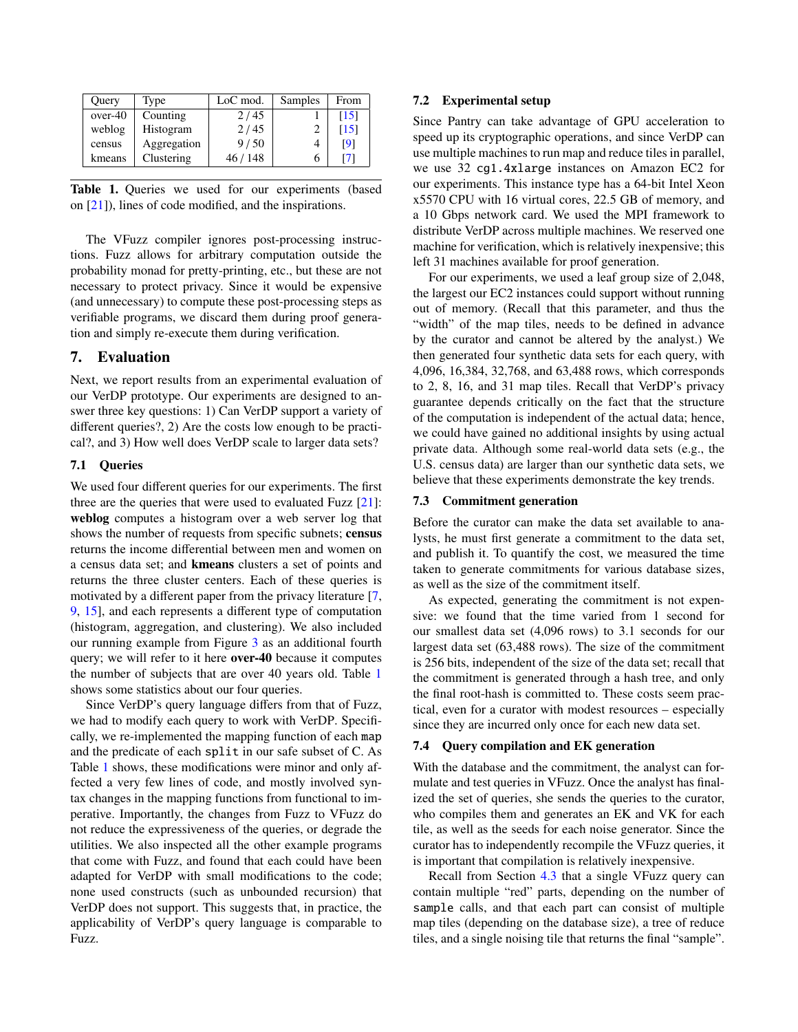| Query | Type | LoC mod. | Samples | From |
|---|---|---|---|---|
| over-40 | Counting | 2 / 45 | 1 | [15] |
| weblog | Histogram | 2 / 45 | 2 | [15] |
| census | Aggregation | 9 / 50 | 4 | [9] |
| kmeans | Clustering | 46 / 148 | 6 | [7] |

**Table 1.** Queries we used for our experiments (based on [21]), lines of code modified, and the inspirations.

The VFuzz compiler ignores post-processing instructions. Fuzz allows for arbitrary computation outside the probability monad for pretty-printing, etc., but these are not necessary to protect privacy. Since it would be expensive (and unnecessary) to compute these post-processing steps as verifiable programs, we discard them during proof generation and simply re-execute them during verification.

## 7. Evaluation

Next, we report results from an experimental evaluation of our VerDP prototype. Our experiments are designed to answer three key questions: 1) Can VerDP support a variety of different queries?, 2) Are the costs low enough to be practical?, and 3) How well does VerDP scale to larger data sets?

### 7.1 Queries

We used four different queries for our experiments. The first three are the queries that were used to evaluated Fuzz [21]: **weblog** computes a histogram over a web server log that shows the number of requests from specific subnets; **census** returns the income differential between men and women on a census data set; and **kmeans** clusters a set of points and returns the three cluster centers. Each of these queries is motivated by a different paper from the privacy literature [7, 9, 15], and each represents a different type of computation (histogram, aggregation, and clustering). We also included our running example from Figure 3 as an additional fourth query; we will refer to it here **over-40** because it computes the number of subjects that are over 40 years old. Table 1 shows some statistics about our four queries.

Since VerDP's query language differs from that of Fuzz, we had to modify each query to work with VerDP. Specifically, we re-implemented the mapping function of each `map` and the predicate of each `split` in our safe subset of C. As Table 1 shows, these modifications were minor and only affected a very few lines of code, and mostly involved syntax changes in the mapping functions from functional to imperative. Importantly, the changes from Fuzz to VFuzz do not reduce the expressiveness of the queries, or degrade the utilities. We also inspected all the other example programs that come with Fuzz, and found that each could have been adapted for VerDP with small modifications to the code; none used constructs (such as unbounded recursion) that VerDP does not support. This suggests that, in practice, the applicability of VerDP's query language is comparable to Fuzz.

### 7.2 Experimental setup

Since Pantry can take advantage of GPU acceleration to speed up its cryptographic operations, and since VerDP can use multiple machines to run map and reduce tiles in parallel, we use 32 `cg1.4xlarge` instances on Amazon EC2 for our experiments. This instance type has a 64-bit Intel Xeon x5570 CPU with 16 virtual cores, 22.5 GB of memory, and a 10 Gbps network card. We used the MPI framework to distribute VerDP across multiple machines. We reserved one machine for verification, which is relatively inexpensive; this left 31 machines available for proof generation.

For our experiments, we used a leaf group size of 2,048, the largest our EC2 instances could support without running out of memory. (Recall that this parameter, and thus the "width" of the map tiles, needs to be defined in advance by the curator and cannot be altered by the analyst.) We then generated four synthetic data sets for each query, with 4,096, 16,384, 32,768, and 63,488 rows, which corresponds to 2, 8, 16, and 31 map tiles. Recall that VerDP's privacy guarantee depends critically on the fact that the structure of the computation is independent of the actual data; hence, we could have gained no additional insights by using actual private data. Although some real-world data sets (e.g., the U.S. census data) are larger than our synthetic data sets, we believe that these experiments demonstrate the key trends.

### 7.3 Commitment generation

Before the curator can make the data set available to analysts, he must first generate a commitment to the data set, and publish it. To quantify the cost, we measured the time taken to generate commitments for various database sizes, as well as the size of the commitment itself.

As expected, generating the commitment is not expensive: we found that the time varied from 1 second for our smallest data set (4,096 rows) to 3.1 seconds for our largest data set (63,488 rows). The size of the commitment is 256 bits, independent of the size of the data set; recall that the commitment is generated through a hash tree, and only the final root-hash is committed to. These costs seem practical, even for a curator with modest resources – especially since they are incurred only once for each new data set.

### 7.4 Query compilation and EK generation

With the database and the commitment, the analyst can formulate and test queries in VFuzz. Once the analyst has finalized the set of queries, she sends the queries to the curator, who compiles them and generates an EK and VK for each tile, as well as the seeds for each noise generator. Since the curator has to independently recompile the VFuzz queries, it is important that compilation is relatively inexpensive.

Recall from Section 4.3 that a single VFuzz query can contain multiple "red" parts, depending on the number of `sample` calls, and that each part can consist of multiple map tiles (depending on the database size), a tree of reduce tiles, and a single noising tile that returns the final "sample".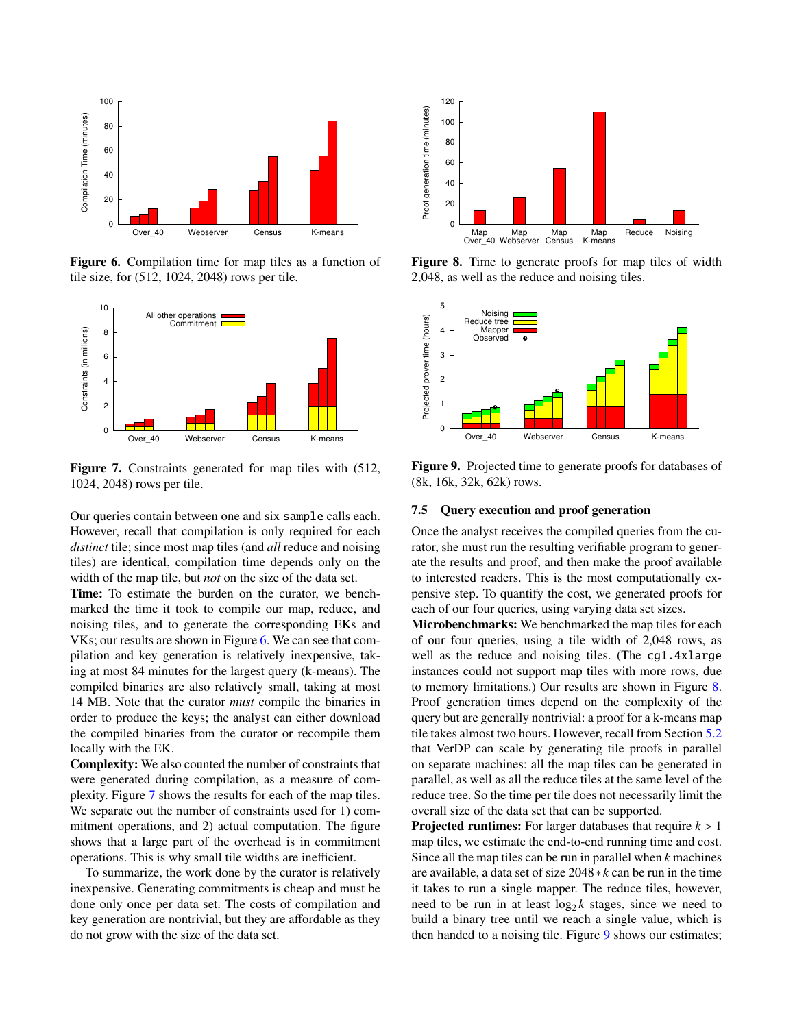Figure 6. Compilation time for map tiles as a function of tile size, for (512, 1024, 2048) rows per tile.

Figure 7. Constraints generated for map tiles with (512, 1024, 2048) rows per tile.

Our queries contain between one and six `sample` calls each. However, recall that compilation is only required for each *distinct* tile; since most map tiles (and *all* reduce and noising tiles) are identical, compilation time depends only on the width of the map tile, but *not* on the size of the data set.

**Time:** To estimate the burden on the curator, we benchmarked the time it took to compile our map, reduce, and noising tiles, and to generate the corresponding EKs and VKs; our results are shown in Figure 6. We can see that compilation and key generation is relatively inexpensive, taking at most 84 minutes for the largest query (k-means). The compiled binaries are also relatively small, taking at most 14 MB. Note that the curator *must* compile the binaries in order to produce the keys; the analyst can either download the compiled binaries from the curator or recompile them locally with the EK.

**Complexity:** We also counted the number of constraints that were generated during compilation, as a measure of complexity. Figure 7 shows the results for each of the map tiles. We separate out the number of constraints used for 1) commitment operations, and 2) actual computation. The figure shows that a large part of the overhead is in commitment operations. This is why small tile widths are inefficient.

To summarize, the work done by the curator is relatively inexpensive. Generating commitments is cheap and must be done only once per data set. The costs of compilation and key generation are nontrivial, but they are affordable as they do not grow with the size of the data set.

Figure 8. Time to generate proofs for map tiles of width 2,048, as well as the reduce and noising tiles.

Figure 9. Projected time to generate proofs for databases of (8k, 16k, 32k, 62k) rows.

### 7.5 Query execution and proof generation

Once the analyst receives the compiled queries from the curator, she must run the resulting verifiable program to generate the results and proof, and then make the proof available to interested readers. This is the most computationally expensive step. To quantify the cost, we generated proofs for each of our four queries, using varying data set sizes.

**Microbenchmarks:** We benchmarked the map tiles for each of our four queries, using a tile width of 2,048 rows, as well as the reduce and noising tiles. (The `cg1.4xlarge` instances could not support map tiles with more rows, due to memory limitations.) Our results are shown in Figure 8. Proof generation times depend on the complexity of the query but are generally nontrivial: a proof for a k-means map tile takes almost two hours. However, recall from Section 5.2 that VerDP can scale by generating tile proofs in parallel on separate machines: all the map tiles can be generated in parallel, as well as all the reduce tiles at the same level of the reduce tree. So the time per tile does not necessarily limit the overall size of the data set that can be supported.

**Projected runtimes:** For larger databases that require $k > 1$ map tiles, we estimate the end-to-end running time and cost. Since all the map tiles can be run in parallel when $k$ machines are available, a data set of size $2048 * k$ can be run in the time it takes to run a single mapper. The reduce tiles, however, need to be run in at least $\log_2 k$ stages, since we need to build a binary tree until we reach a single value, which is then handed to a noising tile. Figure 9 shows our estimates;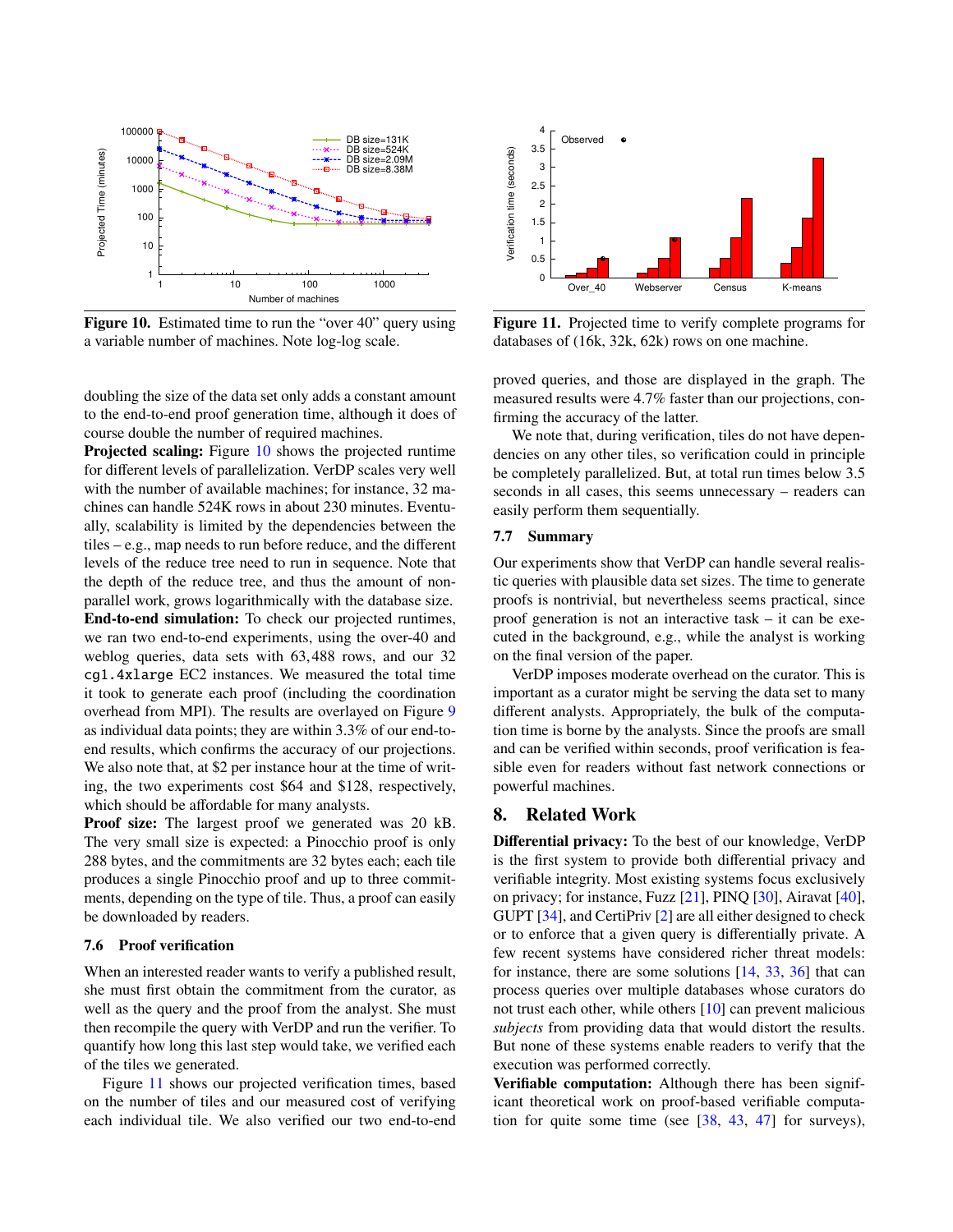Figure 10. Estimated time to run the "over 40" query using a variable number of machines. Note log-log scale.

Figure 11. Projected time to verify complete programs for databases of (16k, 32k, 62k) rows on one machine.

doubling the size of the data set only adds a constant amount to the end-to-end proof generation time, although it does of course double the number of required machines.

**Projected scaling:** Figure 10 shows the projected runtime for different levels of parallelization. VerDP scales very well with the number of available machines; for instance, 32 machines can handle 524K rows in about 230 minutes. Eventually, scalability is limited by the dependencies between the tiles – e.g., map needs to run before reduce, and the different levels of the reduce tree need to run in sequence. Note that the depth of the reduce tree, and thus the amount of non-parallel work, grows logarithmically with the database size.

**End-to-end simulation:** To check our projected runtimes, we ran two end-to-end experiments, using the over-40 and weblog queries, data sets with 63,488 rows, and our 32 `cg1.4xlarge` EC2 instances. We measured the total time it took to generate each proof (including the coordination overhead from MPI). The results are overlayed on Figure 9 as individual data points; they are within 3.3% of our end-to-end results, which confirms the accuracy of our projections. We also note that, at $2 per instance hour at the time of writing, the two experiments cost $64 and $128, respectively, which should be affordable for many analysts.

**Proof size:** The largest proof we generated was 20 kB. The very small size is expected: a Pinocchio proof is only 288 bytes, and the commitments are 32 bytes each; each tile produces a single Pinocchio proof and up to three commitments, depending on the type of tile. Thus, a proof can easily be downloaded by readers.

### 7.6 Proof verification

When an interested reader wants to verify a published result, she must first obtain the commitment from the curator, as well as the query and the proof from the analyst. She must then recompile the query with VerDP and run the verifier. To quantify how long this last step would take, we verified each of the tiles we generated.

Figure 11 shows our projected verification times, based on the number of tiles and our measured cost of verifying each individual tile. We also verified our two end-to-end proved queries, and those are displayed in the graph. The measured results were 4.7% faster than our projections, confirming the accuracy of the latter.

We note that, during verification, tiles do not have dependencies on any other tiles, so verification could in principle be completely parallelized. But, at total run times below 3.5 seconds in all cases, this seems unnecessary – readers can easily perform them sequentially.

### 7.7 Summary

Our experiments show that VerDP can handle several realistic queries with plausible data set sizes. The time to generate proofs is nontrivial, but nevertheless seems practical, since proof generation is not an interactive task – it can be executed in the background, e.g., while the analyst is working on the final version of the paper.

VerDP imposes moderate overhead on the curator. This is important as a curator might be serving the data set to many different analysts. Appropriately, the bulk of the computation time is borne by the analysts. Since the proofs are small and can be verified within seconds, proof verification is feasible even for readers without fast network connections or powerful machines.

## 8. Related Work

**Differential privacy:** To the best of our knowledge, VerDP is the first system to provide both differential privacy and verifiable integrity. Most existing systems focus exclusively on privacy; for instance, Fuzz [21], PINQ [30], Airavat [40], GUPT [34], and CertiPriv [2] are all either designed to check or to enforce that a given query is differentially private. A few recent systems have considered richer threat models: for instance, there are some solutions [14, 33, 36] that can process queries over multiple databases whose curators do not trust each other, while others [10] can prevent malicious *subjects* from providing data that would distort the results. But none of these systems enable readers to verify that the execution was performed correctly.

**Verifiable computation:** Although there has been significant theoretical work on proof-based verifiable computation for quite some time (see [38, 43, 47] for surveys),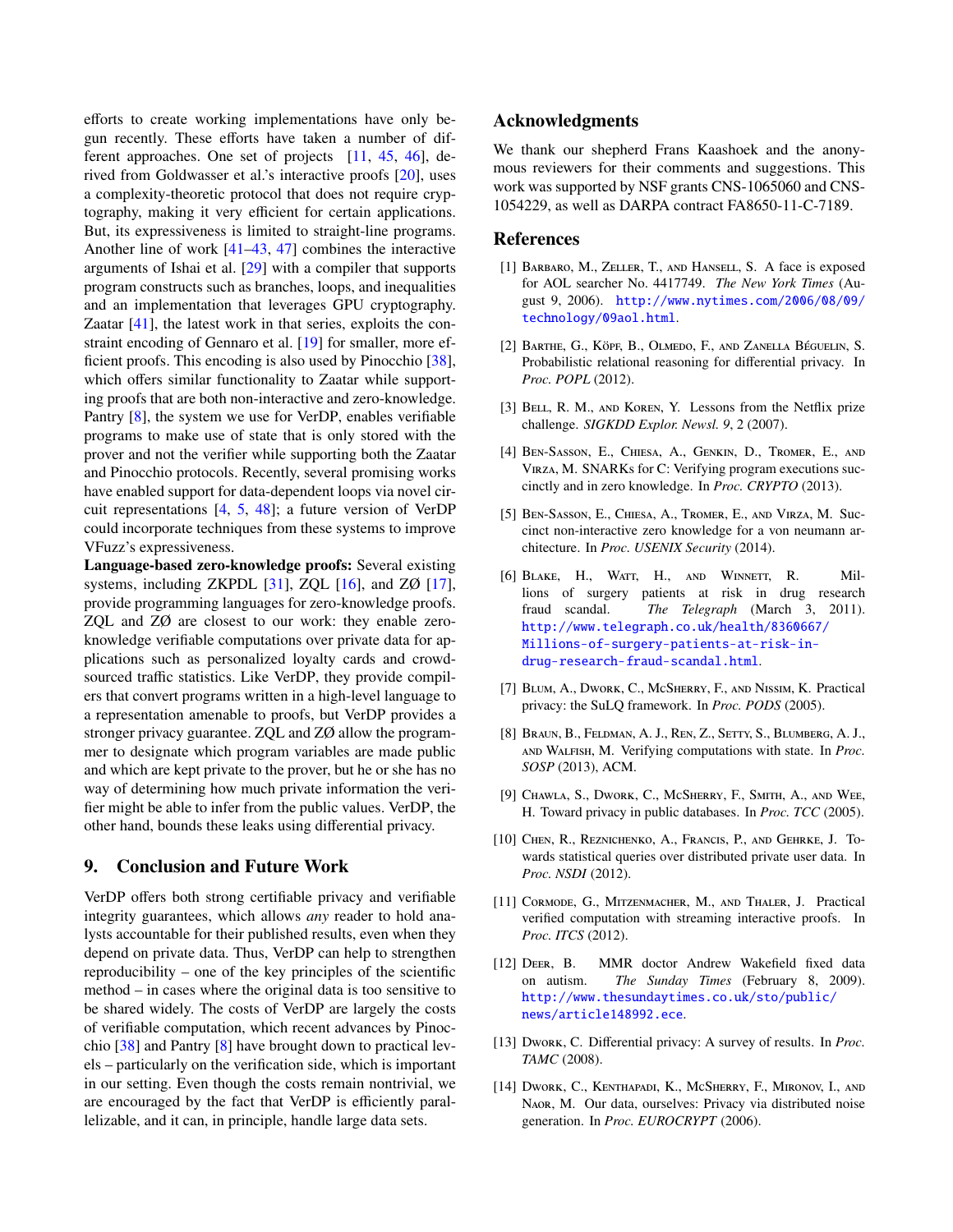efforts to create working implementations have only begun recently. These efforts have taken a number of different approaches. One set of projects [11, 45, 46], derived from Goldwasser et al.'s interactive proofs [20], uses a complexity-theoretic protocol that does not require cryptography, making it very efficient for certain applications. But, its expressiveness is limited to straight-line programs. Another line of work [41–43, 47] combines the interactive arguments of Ishai et al. [29] with a compiler that supports program constructs such as branches, loops, and inequalities and an implementation that leverages GPU cryptography. Zaatar [41], the latest work in that series, exploits the constraint encoding of Gennaro et al. [19] for smaller, more efficient proofs. This encoding is also used by Pinocchio [38], which offers similar functionality to Zaatar while supporting proofs that are both non-interactive and zero-knowledge. Pantry [8], the system we use for VerDP, enables verifiable programs to make use of state that is only stored with the prover and not the verifier while supporting both the Zaatar and Pinocchio protocols. Recently, several promising works have enabled support for data-dependent loops via novel circuit representations [4, 5, 48]; a future version of VerDP could incorporate techniques from these systems to improve VFuzz's expressiveness.

**Language-based zero-knowledge proofs:** Several existing systems, including ZKPDL [31], ZQL [16], and ZØ [17], provide programming languages for zero-knowledge proofs. ZQL and ZØ are closest to our work: they enable zero-knowledge verifiable computations over private data for applications such as personalized loyalty cards and crowd-sourced traffic statistics. Like VerDP, they provide compilers that convert programs written in a high-level language to a representation amenable to proofs, but VerDP provides a stronger privacy guarantee. ZQL and ZØ allow the programmer to designate which program variables are made public and which are kept private to the prover, but he or she has no way of determining how much private information the verifier might be able to infer from the public values. VerDP, the other hand, bounds these leaks using differential privacy.

## 9. Conclusion and Future Work

VerDP offers both strong certifiable privacy and verifiable integrity guarantees, which allows *any* reader to hold analysts accountable for their published results, even when they depend on private data. Thus, VerDP can help to strengthen reproducibility – one of the key principles of the scientific method – in cases where the original data is too sensitive to be shared widely. The costs of VerDP are largely the costs of verifiable computation, which recent advances by Pinocchio [38] and Pantry [8] have brought down to practical levels – particularly on the verification side, which is important in our setting. Even though the costs remain nontrivial, we are encouraged by the fact that VerDP is efficiently parallelizable, and it can, in principle, handle large data sets.

## Acknowledgments

We thank our shepherd Frans Kaashoek and the anonymous reviewers for their comments and suggestions. This work was supported by NSF grants CNS-1065060 and CNS-1054229, as well as DARPA contract FA8650-11-C-7189.

## References

[1] Barbaro, M., Zeller, T., and Hansell, S. A face is exposed for AOL searcher No. 4417749. *The New York Times* (August 9, 2006). http://www.nytimes.com/2006/08/09/technology/09aol.html.

[2] Barthe, G., Köpf, B., Olmedo, F., and Zanella Béguelin, S. Probabilistic relational reasoning for differential privacy. In *Proc. POPL* (2012).

[3] Bell, R. M., and Koren, Y. Lessons from the Netflix prize challenge. *SIGKDD Explor. Newsl. 9*, 2 (2007).

[4] Ben-Sasson, E., Chiesa, A., Genkin, D., Tromer, E., and Virza, M. SNARKs for C: Verifying program executions succinctly and in zero knowledge. In *Proc. CRYPTO* (2013).

[5] Ben-Sasson, E., Chiesa, A., Tromer, E., and Virza, M. Succinct non-interactive zero knowledge for a von neumann architecture. In *Proc. USENIX Security* (2014).

[6] Blake, H., Watt, H., and Winnett, R. Millions of surgery patients at risk in drug research fraud scandal. *The Telegraph* (March 3, 2011). http://www.telegraph.co.uk/health/8360667/Millions-of-surgery-patients-at-risk-in-drug-research-fraud-scandal.html.

[7] Blum, A., Dwork, C., McSherry, F., and Nissim, K. Practical privacy: the SuLQ framework. In *Proc. PODS* (2005).

[8] Braun, B., Feldman, A. J., Ren, Z., Setty, S., Blumberg, A. J., and Walfish, M. Verifying computations with state. In *Proc. SOSP* (2013), ACM.

[9] Chawla, S., Dwork, C., McSherry, F., Smith, A., and Wee, H. Toward privacy in public databases. In *Proc. TCC* (2005).

[10] Chen, R., Reznichenko, A., Francis, P., and Gehrke, J. Towards statistical queries over distributed private user data. In *Proc. NSDI* (2012).

[11] Cormode, G., Mitzenmacher, M., and Thaler, J. Practical verified computation with streaming interactive proofs. In *Proc. ITCS* (2012).

[12] Deer, B. MMR doctor Andrew Wakefield fixed data on autism. *The Sunday Times* (February 8, 2009). http://www.thesundaytimes.co.uk/sto/public/news/article148992.ece.

[13] Dwork, C. Differential privacy: A survey of results. In *Proc. TAMC* (2008).

[14] Dwork, C., Kenthapadi, K., McSherry, F., Mironov, I., and Naor, M. Our data, ourselves: Privacy via distributed noise generation. In *Proc. EUROCRYPT* (2006).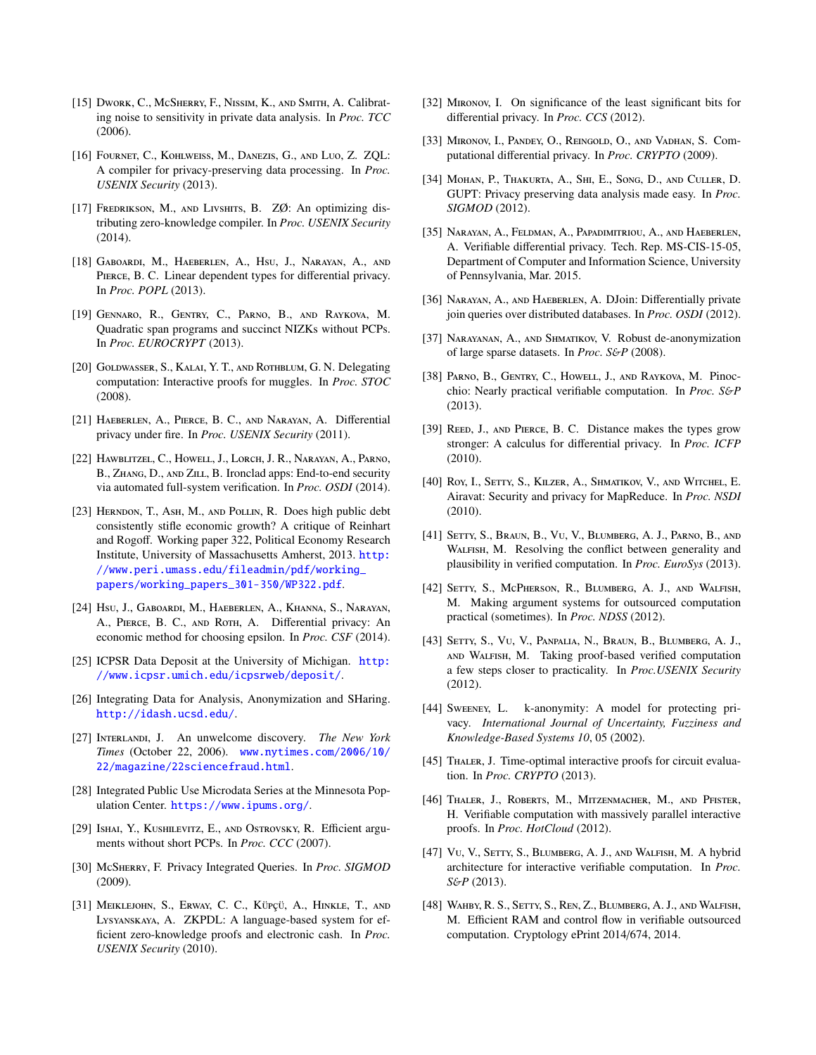[15] Dwork, C., McSherry, F., Nissim, K., and Smith, A. Calibrating noise to sensitivity in private data analysis. In *Proc. TCC* (2006).

[16] Fournet, C., Kohlweiss, M., Danezis, G., and Luo, Z. ZQL: A compiler for privacy-preserving data processing. In *Proc. USENIX Security* (2013).

[17] Fredrikson, M., and Livshits, B. ZØ: An optimizing distributing zero-knowledge compiler. In *Proc. USENIX Security* (2014).

[18] Gaboardi, M., Haeberlen, A., Hsu, J., Narayan, A., and Pierce, B. C. Linear dependent types for differential privacy. In *Proc. POPL* (2013).

[19] Gennaro, R., Gentry, C., Parno, B., and Raykova, M. Quadratic span programs and succinct NIZKs without PCPs. In *Proc. EUROCRYPT* (2013).

[20] Goldwasser, S., Kalai, Y. T., and Rothblum, G. N. Delegating computation: Interactive proofs for muggles. In *Proc. STOC* (2008).

[21] Haeberlen, A., Pierce, B. C., and Narayan, A. Differential privacy under fire. In *Proc. USENIX Security* (2011).

[22] Hawblitzel, C., Howell, J., Lorch, J. R., Narayan, A., Parno, B., Zhang, D., and Zill, B. Ironclad apps: End-to-end security via automated full-system verification. In *Proc. OSDI* (2014).

[23] Herndon, T., Ash, M., and Pollin, R. Does high public debt consistently stifle economic growth? A critique of Reinhart and Rogoff. Working paper 322, Political Economy Research Institute, University of Massachusetts Amherst, 2013. http://www.peri.umass.edu/fileadmin/pdf/working_papers/working_papers_301-350/WP322.pdf.

[24] Hsu, J., Gaboardi, M., Haeberlen, A., Khanna, S., Narayan, A., Pierce, B. C., and Roth, A. Differential privacy: An economic method for choosing epsilon. In *Proc. CSF* (2014).

[25] ICPSR Data Deposit at the University of Michigan. http://www.icpsr.umich.edu/icpsrweb/deposit/.

[26] Integrating Data for Analysis, Anonymization and SHaring. http://idash.ucsd.edu/.

[27] Interlandi, J. An unwelcome discovery. *The New York Times* (October 22, 2006). www.nytimes.com/2006/10/22/magazine/22sciencefraud.html.

[28] Integrated Public Use Microdata Series at the Minnesota Population Center. https://www.ipums.org/.

[29] Ishai, Y., Kushilevitz, E., and Ostrovsky, R. Efficient arguments without short PCPs. In *Proc. CCC* (2007).

[30] McSherry, F. Privacy Integrated Queries. In *Proc. SIGMOD* (2009).

[31] Meiklejohn, S., Erway, C. C., Küpçü, A., Hinkle, T., and Lysyanskaya, A. ZKPDL: A language-based system for efficient zero-knowledge proofs and electronic cash. In *Proc. USENIX Security* (2010).

[32] Mironov, I. On significance of the least significant bits for differential privacy. In *Proc. CCS* (2012).

[33] Mironov, I., Pandey, O., Reingold, O., and Vadhan, S. Computational differential privacy. In *Proc. CRYPTO* (2009).

[34] Mohan, P., Thakurta, A., Shi, E., Song, D., and Culler, D. GUPT: Privacy preserving data analysis made easy. In *Proc. SIGMOD* (2012).

[35] Narayan, A., Feldman, A., Papadimitriou, A., and Haeberlen, A. Verifiable differential privacy. Tech. Rep. MS-CIS-15-05, Department of Computer and Information Science, University of Pennsylvania, Mar. 2015.

[36] Narayan, A., and Haeberlen, A. DJoin: Differentially private join queries over distributed databases. In *Proc. OSDI* (2012).

[37] Narayanan, A., and Shmatikov, V. Robust de-anonymization of large sparse datasets. In *Proc. S&P* (2008).

[38] Parno, B., Gentry, C., Howell, J., and Raykova, M. Pinocchio: Nearly practical verifiable computation. In *Proc. S&P* (2013).

[39] Reed, J., and Pierce, B. C. Distance makes the types grow stronger: A calculus for differential privacy. In *Proc. ICFP* (2010).

[40] Roy, I., Setty, S., Kilzer, A., Shmatikov, V., and Witchel, E. Airavat: Security and privacy for MapReduce. In *Proc. NSDI* (2010).

[41] Setty, S., Braun, B., Vu, V., Blumberg, A. J., Parno, B., and Walfish, M. Resolving the conflict between generality and plausibility in verified computation. In *Proc. EuroSys* (2013).

[42] Setty, S., McPherson, R., Blumberg, A. J., and Walfish, M. Making argument systems for outsourced computation practical (sometimes). In *Proc. NDSS* (2012).

[43] Setty, S., Vu, V., Panpalia, N., Braun, B., Blumberg, A. J., and Walfish, M. Taking proof-based verified computation a few steps closer to practicality. In *Proc.USENIX Security* (2012).

[44] Sweeney, L. k-anonymity: A model for protecting privacy. *International Journal of Uncertainty, Fuzziness and Knowledge-Based Systems 10*, 05 (2002).

[45] Thaler, J. Time-optimal interactive proofs for circuit evaluation. In *Proc. CRYPTO* (2013).

[46] Thaler, J., Roberts, M., Mitzenmacher, M., and Pfister, H. Verifiable computation with massively parallel interactive proofs. In *Proc. HotCloud* (2012).

[47] Vu, V., Setty, S., Blumberg, A. J., and Walfish, M. A hybrid architecture for interactive verifiable computation. In *Proc. S&P* (2013).

[48] Wahby, R. S., Setty, S., Ren, Z., Blumberg, A. J., and Walfish, M. Efficient RAM and control flow in verifiable outsourced computation. Cryptology ePrint 2014/674, 2014.